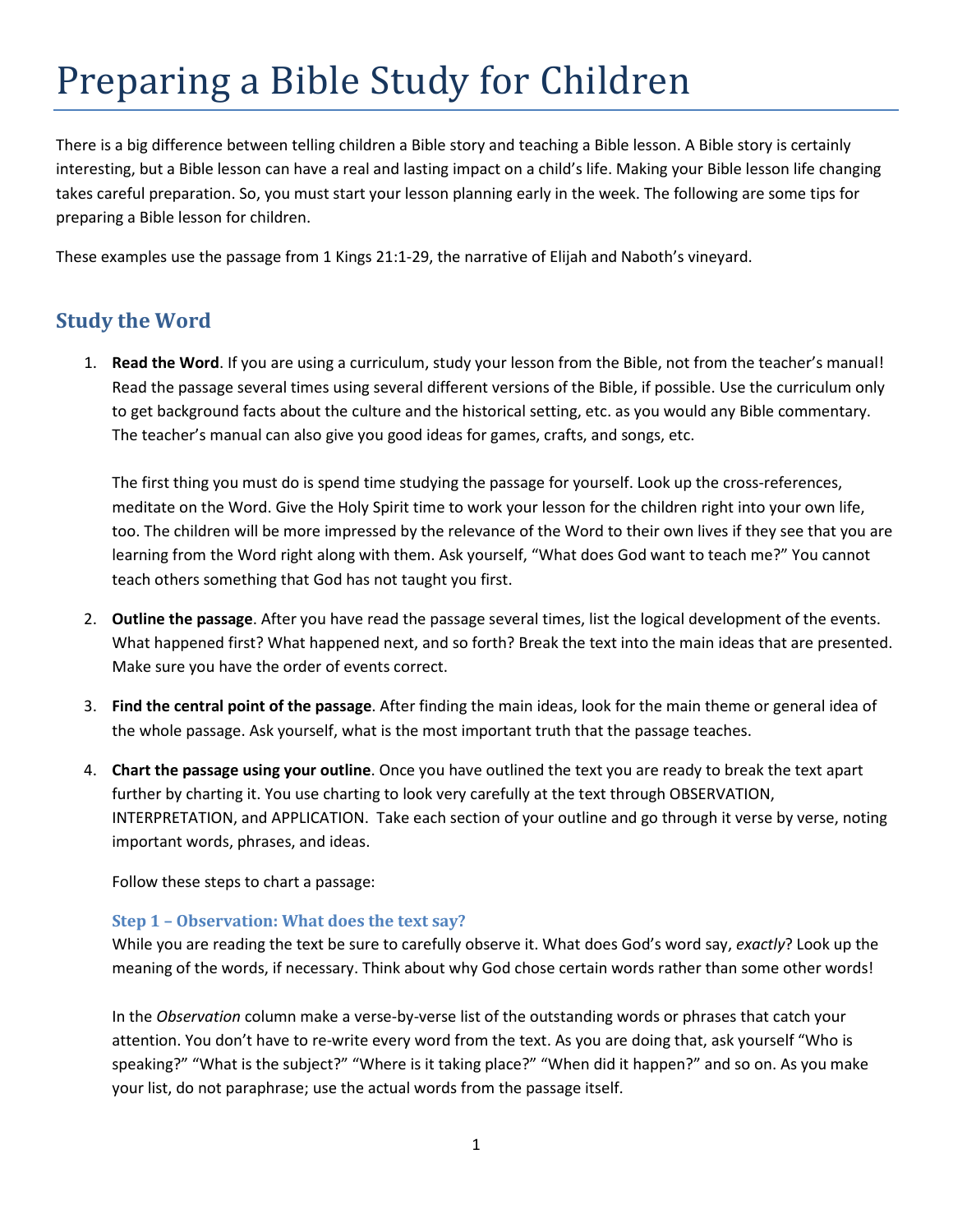# Preparing a Bible Study for Children

There is a big difference between telling children a Bible story and teaching a Bible lesson. A Bible story is certainly interesting, but a Bible lesson can have a real and lasting impact on a child's life. Making your Bible lesson life changing takes careful preparation. So, you must start your lesson planning early in the week. The following are some tips for preparing a Bible lesson for children.

These examples use the passage from 1 Kings 21:1-29, the narrative of Elijah and Naboth's vineyard.

## Study the Word

1. **Read the Word**. If you are using a curriculum, study your lesson from the Bible, not from the teacher's manual! Read the passage several times using several different versions of the Bible, if possible. Use the curriculum only to get background facts about the culture and the historical setting, etc. as you would any Bible commentary. The teacher's manual can also give you good ideas for games, crafts, and songs, etc.

   The first thing you must do is spend time studying the passage for yourself. Look up the cross-references, meditate on the Word. Give the Holy Spirit time to work your lesson for the children right into your own life, too. The children will be more impressed by the relevance of the Word to their own lives if they see that you are learning from the Word right along with them. Ask yourself, "What does God want to teach me?" You cannot teach others something that God has not taught you first.

2. **Outline the passage**. After you have read the passage several times, list the logical development of the events. What happened first? What happened next, and so forth? Break the text into the main ideas that are presented. Make sure you have the order of events correct.

3. **Find the central point of the passage**. After finding the main ideas, look for the main theme or general idea of the whole passage. Ask yourself, what is the most important truth that the passage teaches.

4. **Chart the passage using your outline**. Once you have outlined the text you are ready to break the text apart further by charting it. You use charting to look very carefully at the text through OBSERVATION, INTERPRETATION, and APPLICATION. Take each section of your outline and go through it verse by verse, noting important words, phrases, and ideas.

   Follow these steps to chart a passage:

   ### Step 1 – Observation: What does the text say?

   While you are reading the text be sure to carefully observe it. What does God's word say, *exactly*? Look up the meaning of the words, if necessary. Think about why God chose certain words rather than some other words!

   In the *Observation* column make a verse-by-verse list of the outstanding words or phrases that catch your attention. You don't have to re-write every word from the text. As you are doing that, ask yourself "Who is speaking?" "What is the subject?" "Where is it taking place?" "When did it happen?" and so on. As you make your list, do not paraphrase; use the actual words from the passage itself.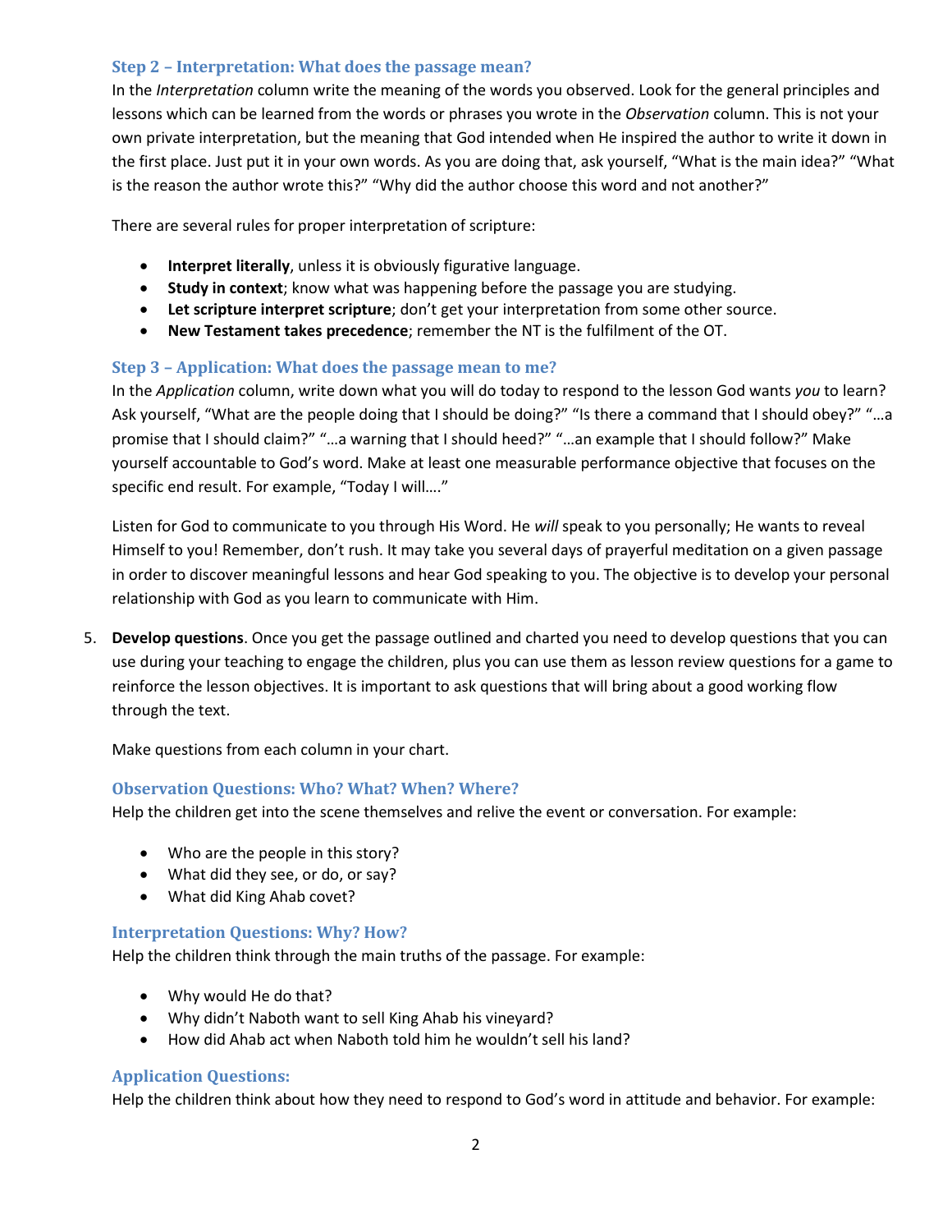### Step 2 – Interpretation: What does the passage mean?

In the *Interpretation* column write the meaning of the words you observed. Look for the general principles and lessons which can be learned from the words or phrases you wrote in the *Observation* column. This is not your own private interpretation, but the meaning that God intended when He inspired the author to write it down in the first place. Just put it in your own words. As you are doing that, ask yourself, "What is the main idea?" "What is the reason the author wrote this?" "Why did the author choose this word and not another?"

There are several rules for proper interpretation of scripture:

- **Interpret literally**, unless it is obviously figurative language.
- **Study in context**; know what was happening before the passage you are studying.
- **Let scripture interpret scripture**; don't get your interpretation from some other source.
- **New Testament takes precedence**; remember the NT is the fulfilment of the OT.

### Step 3 – Application: What does the passage mean to me?

In the *Application* column, write down what you will do today to respond to the lesson God wants *you* to learn? Ask yourself, "What are the people doing that I should be doing?" "Is there a command that I should obey?" "…a promise that I should claim?" "…a warning that I should heed?" "…an example that I should follow?" Make yourself accountable to God's word. Make at least one measurable performance objective that focuses on the specific end result. For example, "Today I will…."

Listen for God to communicate to you through His Word. He *will* speak to you personally; He wants to reveal Himself to you! Remember, don't rush. It may take you several days of prayerful meditation on a given passage in order to discover meaningful lessons and hear God speaking to you. The objective is to develop your personal relationship with God as you learn to communicate with Him.

5. **Develop questions**. Once you get the passage outlined and charted you need to develop questions that you can use during your teaching to engage the children, plus you can use them as lesson review questions for a game to reinforce the lesson objectives. It is important to ask questions that will bring about a good working flow through the text.

   Make questions from each column in your chart.

### Observation Questions: Who? What? When? Where?

Help the children get into the scene themselves and relive the event or conversation. For example:

- Who are the people in this story?
- What did they see, or do, or say?
- What did King Ahab covet?

### Interpretation Questions: Why? How?

Help the children think through the main truths of the passage. For example:

- Why would He do that?
- Why didn't Naboth want to sell King Ahab his vineyard?
- How did Ahab act when Naboth told him he wouldn't sell his land?

### Application Questions:

Help the children think about how they need to respond to God's word in attitude and behavior. For example: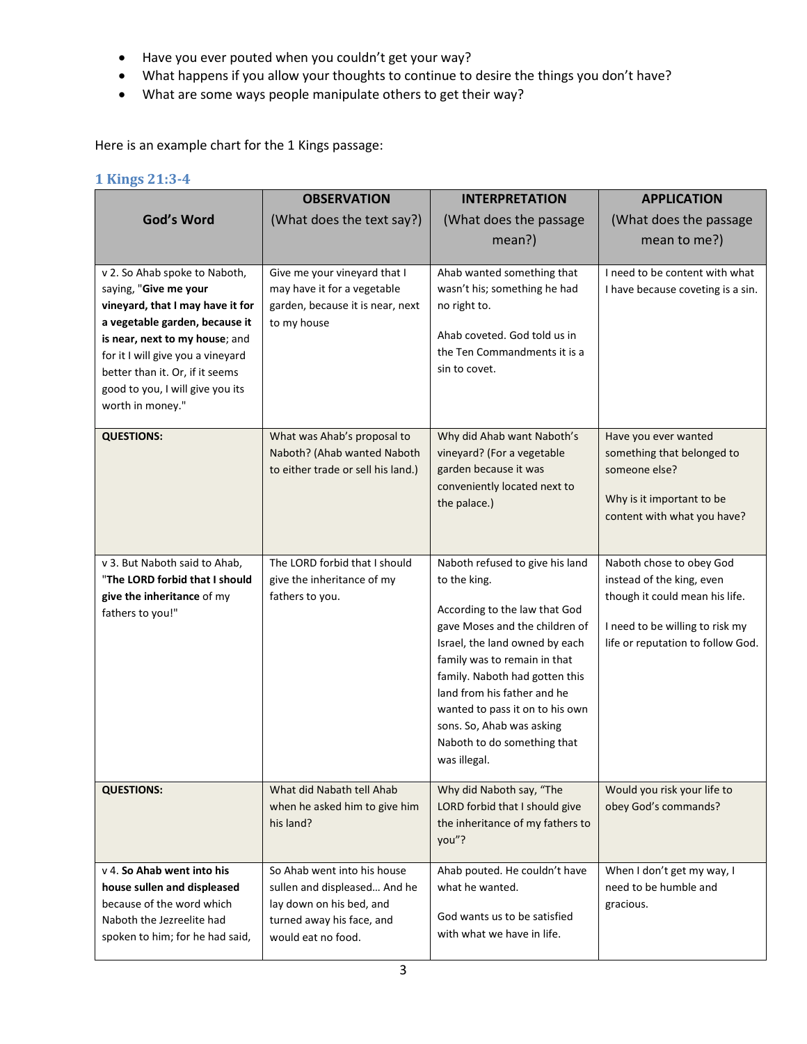- Have you ever pouted when you couldn't get your way?
- What happens if you allow your thoughts to continue to desire the things you don't have?
- What are some ways people manipulate others to get their way?

Here is an example chart for the 1 Kings passage:

### 1 Kings 21:3-4

| God's Word | **OBSERVATION** (What does the text say?) | **INTERPRETATION** (What does the passage mean?) | **APPLICATION** (What does the passage mean to me?) |
|---|---|---|---|
| v 2. So Ahab spoke to Naboth, saying, "**Give me your vineyard, that I may have it for a vegetable garden, because it is near, next to my house**; and for it I will give you a vineyard better than it. Or, if it seems good to you, I will give you its worth in money." | Give me your vineyard that I may have it for a vegetable garden, because it is near, next to my house | Ahab wanted something that wasn't his; something he had no right to.<br><br>Ahab coveted. God told us in the Ten Commandments it is a sin to covet. | I need to be content with what I have because coveting is a sin. |
| **QUESTIONS:** | What was Ahab's proposal to Naboth? (Ahab wanted Naboth to either trade or sell his land.) | Why did Ahab want Naboth's vineyard? (For a vegetable garden because it was conveniently located next to the palace.) | Have you ever wanted something that belonged to someone else?<br><br>Why is it important to be content with what you have? |
| v 3. But Naboth said to Ahab, "**The LORD forbid that I should give the inheritance** of my fathers to you!" | The LORD forbid that I should give the inheritance of my fathers to you. | Naboth refused to give his land to the king.<br><br>According to the law that God gave Moses and the children of Israel, the land owned by each family was to remain in that family. Naboth had gotten this land from his father and he wanted to pass it on to his own sons. So, Ahab was asking Naboth to do something that was illegal. | Naboth chose to obey God instead of the king, even though it could mean his life.<br><br>I need to be willing to risk my life or reputation to follow God. |
| **QUESTIONS:** | What did Nabath tell Ahab when he asked him to give him his land? | Why did Naboth say, "The LORD forbid that I should give the inheritance of my fathers to you"? | Would you risk your life to obey God's commands? |
| v 4. **So Ahab went into his house sullen and displeased** because of the word which Naboth the Jezreelite had spoken to him; for he had said, | So Ahab went into his house sullen and displeased… And he lay down on his bed, and turned away his face, and would eat no food. | Ahab pouted. He couldn't have what he wanted.<br><br>God wants us to be satisfied with what we have in life. | When I don't get my way, I need to be humble and gracious. |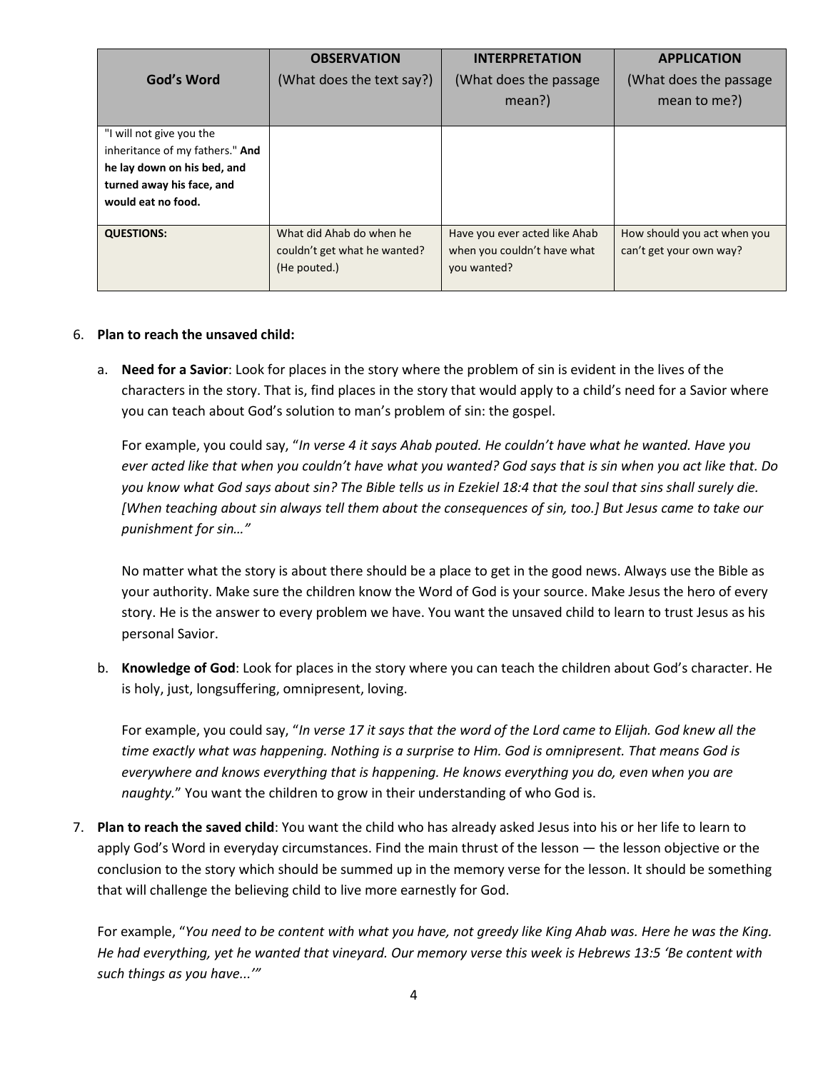| God's Word | **OBSERVATION** (What does the text say?) | **INTERPRETATION** (What does the passage mean?) | **APPLICATION** (What does the passage mean to me?) |
|---|---|---|---|
| "I will not give you the inheritance of my fathers." **And he lay down on his bed, and turned away his face, and would eat no food.** | | | |
| **QUESTIONS:** | What did Ahab do when he couldn't get what he wanted? (He pouted.) | Have you ever acted like Ahab when you couldn't have what you wanted? | How should you act when you can't get your own way? |

6. **Plan to reach the unsaved child:**

   a. **Need for a Savior**: Look for places in the story where the problem of sin is evident in the lives of the characters in the story. That is, find places in the story that would apply to a child's need for a Savior where you can teach about God's solution to man's problem of sin: the gospel.

   For example, you could say, "*In verse 4 it says Ahab pouted. He couldn't have what he wanted. Have you ever acted like that when you couldn't have what you wanted? God says that is sin when you act like that. Do you know what God says about sin? The Bible tells us in Ezekiel 18:4 that the soul that sins shall surely die. [When teaching about sin always tell them about the consequences of sin, too.] But Jesus came to take our punishment for sin…*"

   No matter what the story is about there should be a place to get in the good news. Always use the Bible as your authority. Make sure the children know the Word of God is your source. Make Jesus the hero of every story. He is the answer to every problem we have. You want the unsaved child to learn to trust Jesus as his personal Savior.

   b. **Knowledge of God**: Look for places in the story where you can teach the children about God's character. He is holy, just, longsuffering, omnipresent, loving.

   For example, you could say, "*In verse 17 it says that the word of the Lord came to Elijah. God knew all the time exactly what was happening. Nothing is a surprise to Him. God is omnipresent. That means God is everywhere and knows everything that is happening. He knows everything you do, even when you are naughty.*" You want the children to grow in their understanding of who God is.

7. **Plan to reach the saved child**: You want the child who has already asked Jesus into his or her life to learn to apply God's Word in everyday circumstances. Find the main thrust of the lesson — the lesson objective or the conclusion to the story which should be summed up in the memory verse for the lesson. It should be something that will challenge the believing child to live more earnestly for God.

   For example, "*You need to be content with what you have, not greedy like King Ahab was. Here he was the King. He had everything, yet he wanted that vineyard. Our memory verse this week is Hebrews 13:5 'Be content with such things as you have...'*"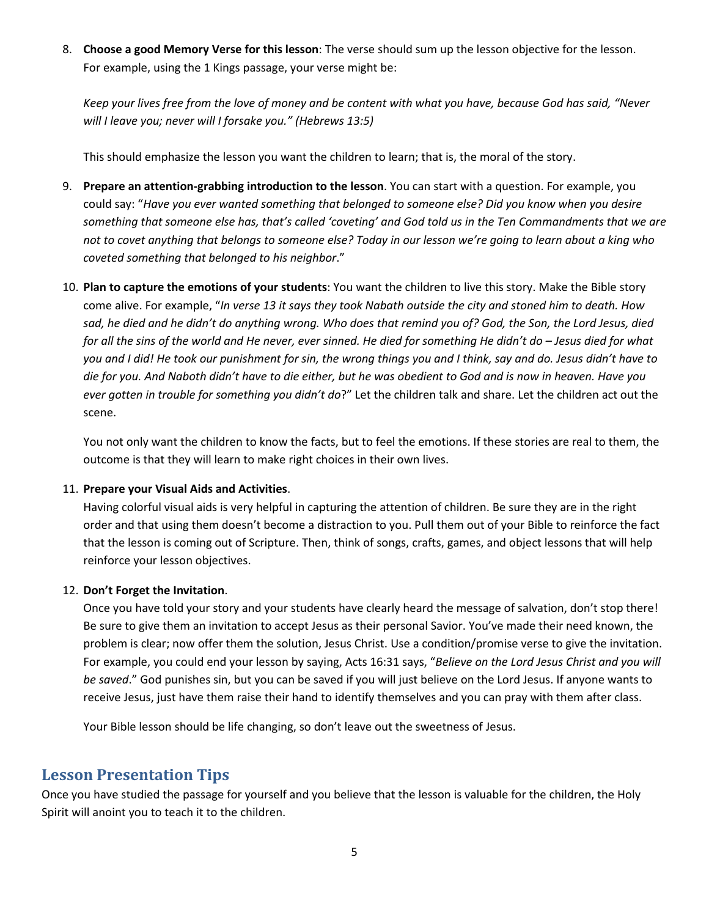8. **Choose a good Memory Verse for this lesson**: The verse should sum up the lesson objective for the lesson. For example, using the 1 Kings passage, your verse might be:

   *Keep your lives free from the love of money and be content with what you have, because God has said, "Never will I leave you; never will I forsake you." (Hebrews 13:5)*

   This should emphasize the lesson you want the children to learn; that is, the moral of the story.

9. **Prepare an attention-grabbing introduction to the lesson**. You can start with a question. For example, you could say: "*Have you ever wanted something that belonged to someone else? Did you know when you desire something that someone else has, that's called 'coveting' and God told us in the Ten Commandments that we are not to covet anything that belongs to someone else? Today in our lesson we're going to learn about a king who coveted something that belonged to his neighbor*."

10. **Plan to capture the emotions of your students**: You want the children to live this story. Make the Bible story come alive. For example, "*In verse 13 it says they took Nabath outside the city and stoned him to death. How sad, he died and he didn't do anything wrong. Who does that remind you of? God, the Son, the Lord Jesus, died for all the sins of the world and He never, ever sinned. He died for something He didn't do – Jesus died for what you and I did! He took our punishment for sin, the wrong things you and I think, say and do. Jesus didn't have to die for you. And Naboth didn't have to die either, but he was obedient to God and is now in heaven. Have you ever gotten in trouble for something you didn't do*?" Let the children talk and share. Let the children act out the scene.

    You not only want the children to know the facts, but to feel the emotions. If these stories are real to them, the outcome is that they will learn to make right choices in their own lives.

11. **Prepare your Visual Aids and Activities**.
    Having colorful visual aids is very helpful in capturing the attention of children. Be sure they are in the right order and that using them doesn't become a distraction to you. Pull them out of your Bible to reinforce the fact that the lesson is coming out of Scripture. Then, think of songs, crafts, games, and object lessons that will help reinforce your lesson objectives.

12. **Don't Forget the Invitation**.
    Once you have told your story and your students have clearly heard the message of salvation, don't stop there! Be sure to give them an invitation to accept Jesus as their personal Savior. You've made their need known, the problem is clear; now offer them the solution, Jesus Christ. Use a condition/promise verse to give the invitation. For example, you could end your lesson by saying, Acts 16:31 says, "*Believe on the Lord Jesus Christ and you will be saved*." God punishes sin, but you can be saved if you will just believe on the Lord Jesus. If anyone wants to receive Jesus, just have them raise their hand to identify themselves and you can pray with them after class.

    Your Bible lesson should be life changing, so don't leave out the sweetness of Jesus.

## Lesson Presentation Tips

Once you have studied the passage for yourself and you believe that the lesson is valuable for the children, the Holy Spirit will anoint you to teach it to the children.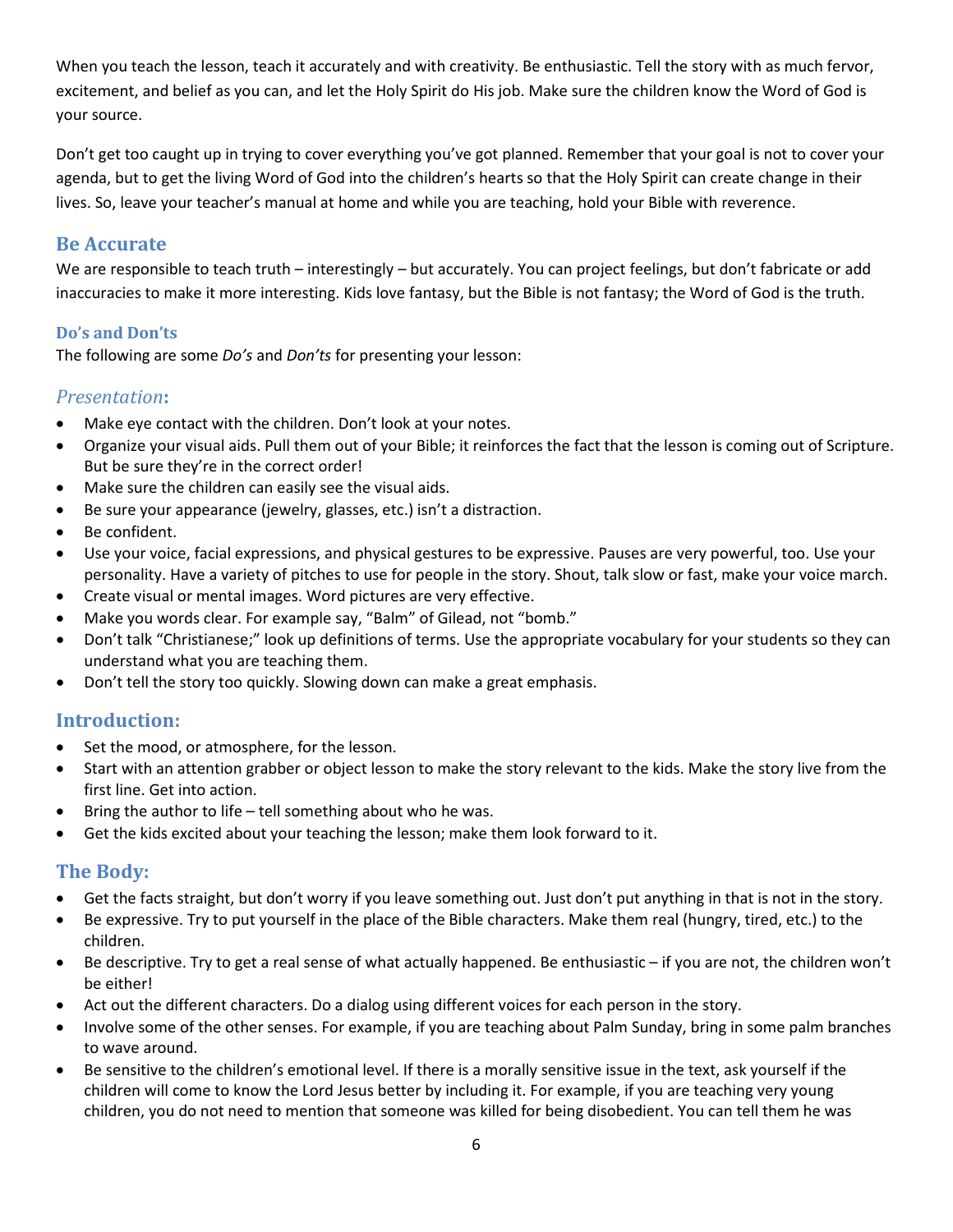When you teach the lesson, teach it accurately and with creativity. Be enthusiastic. Tell the story with as much fervor, excitement, and belief as you can, and let the Holy Spirit do His job. Make sure the children know the Word of God is your source.

Don't get too caught up in trying to cover everything you've got planned. Remember that your goal is not to cover your agenda, but to get the living Word of God into the children's hearts so that the Holy Spirit can create change in their lives. So, leave your teacher's manual at home and while you are teaching, hold your Bible with reverence.

## Be Accurate

We are responsible to teach truth – interestingly – but accurately. You can project feelings, but don't fabricate or add inaccuracies to make it more interesting. Kids love fantasy, but the Bible is not fantasy; the Word of God is the truth.

### Do's and Don'ts

The following are some *Do's* and *Don'ts* for presenting your lesson:

## *Presentation*:

- Make eye contact with the children. Don't look at your notes.
- Organize your visual aids. Pull them out of your Bible; it reinforces the fact that the lesson is coming out of Scripture. But be sure they're in the correct order!
- Make sure the children can easily see the visual aids.
- Be sure your appearance (jewelry, glasses, etc.) isn't a distraction.
- Be confident.
- Use your voice, facial expressions, and physical gestures to be expressive. Pauses are very powerful, too. Use your personality. Have a variety of pitches to use for people in the story. Shout, talk slow or fast, make your voice march.
- Create visual or mental images. Word pictures are very effective.
- Make you words clear. For example say, "Balm" of Gilead, not "bomb."
- Don't talk "Christianese;" look up definitions of terms. Use the appropriate vocabulary for your students so they can understand what you are teaching them.
- Don't tell the story too quickly. Slowing down can make a great emphasis.

## Introduction:

- Set the mood, or atmosphere, for the lesson.
- Start with an attention grabber or object lesson to make the story relevant to the kids. Make the story live from the first line. Get into action.
- Bring the author to life – tell something about who he was.
- Get the kids excited about your teaching the lesson; make them look forward to it.

## The Body:

- Get the facts straight, but don't worry if you leave something out. Just don't put anything in that is not in the story.
- Be expressive. Try to put yourself in the place of the Bible characters. Make them real (hungry, tired, etc.) to the children.
- Be descriptive. Try to get a real sense of what actually happened. Be enthusiastic – if you are not, the children won't be either!
- Act out the different characters. Do a dialog using different voices for each person in the story.
- Involve some of the other senses. For example, if you are teaching about Palm Sunday, bring in some palm branches to wave around.
- Be sensitive to the children's emotional level. If there is a morally sensitive issue in the text, ask yourself if the children will come to know the Lord Jesus better by including it. For example, if you are teaching very young children, you do not need to mention that someone was killed for being disobedient. You can tell them he was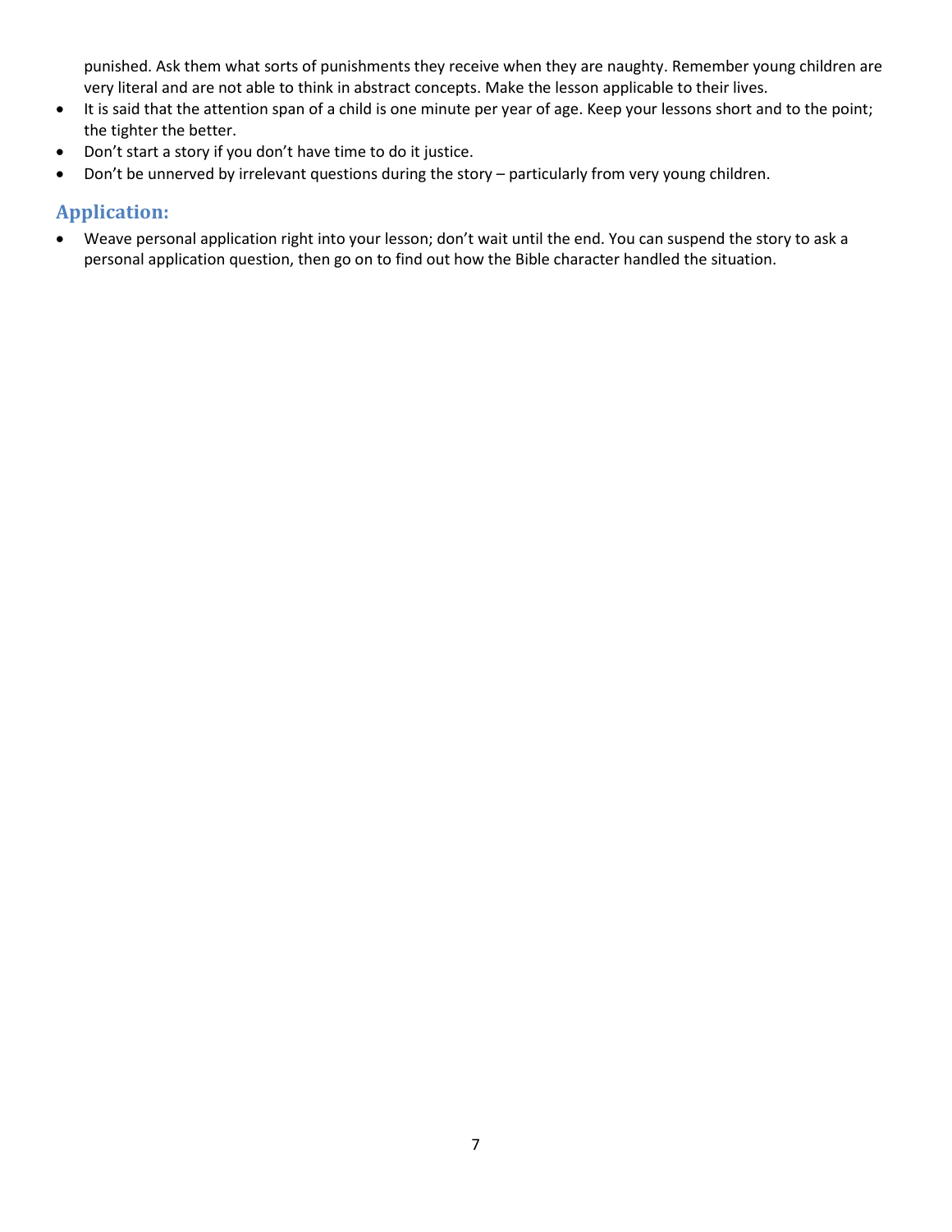punished. Ask them what sorts of punishments they receive when they are naughty. Remember young children are very literal and are not able to think in abstract concepts. Make the lesson applicable to their lives.

- It is said that the attention span of a child is one minute per year of age. Keep your lessons short and to the point; the tighter the better.
- Don't start a story if you don't have time to do it justice.
- Don't be unnerved by irrelevant questions during the story – particularly from very young children.

## Application:

- Weave personal application right into your lesson; don't wait until the end. You can suspend the story to ask a personal application question, then go on to find out how the Bible character handled the situation.